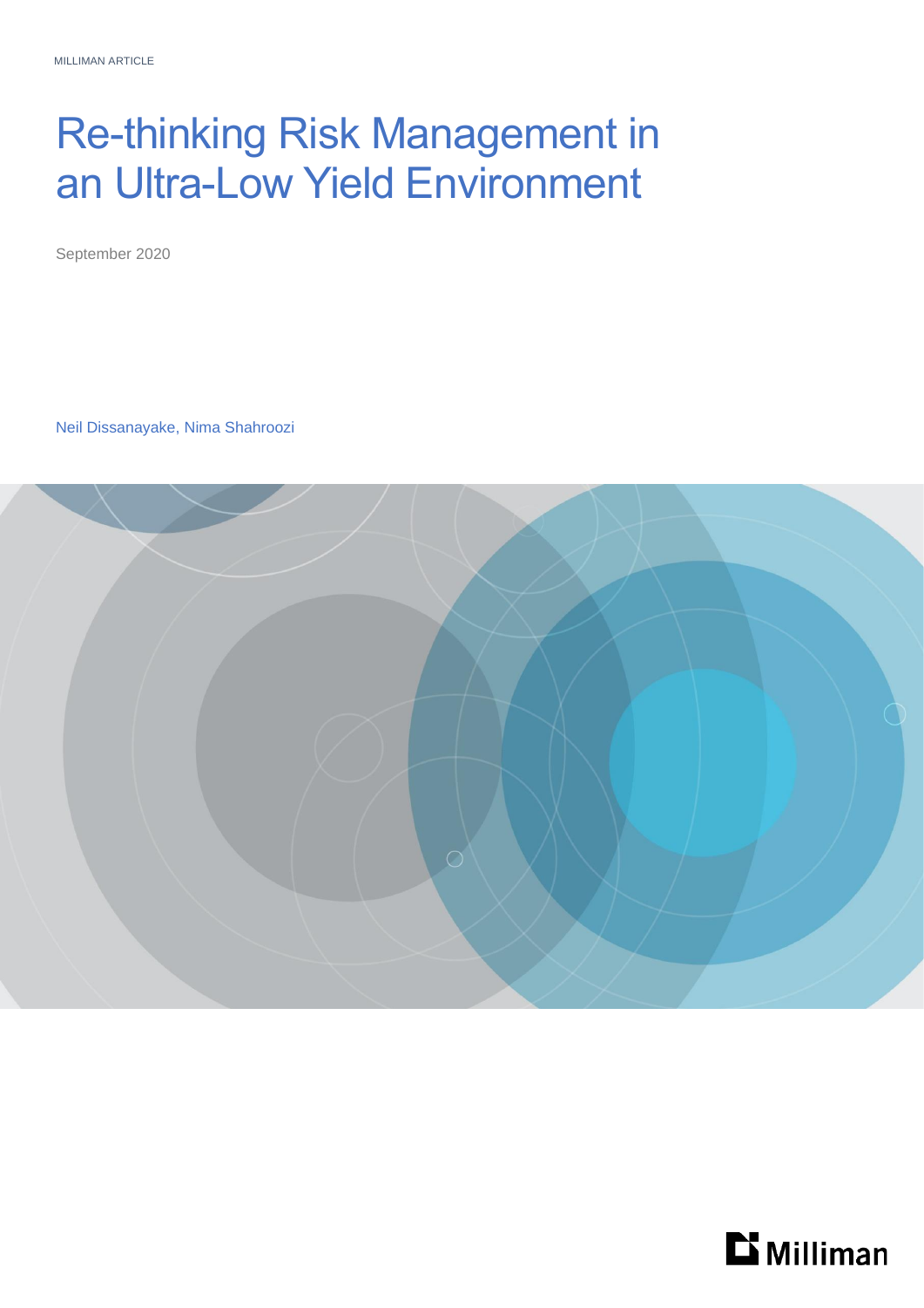MILLIMAN ARTICLE

# Re-thinking Risk Management in an Ultra-Low Yield Environment

September 2020

Neil Dissanayake, Nima Shahroozi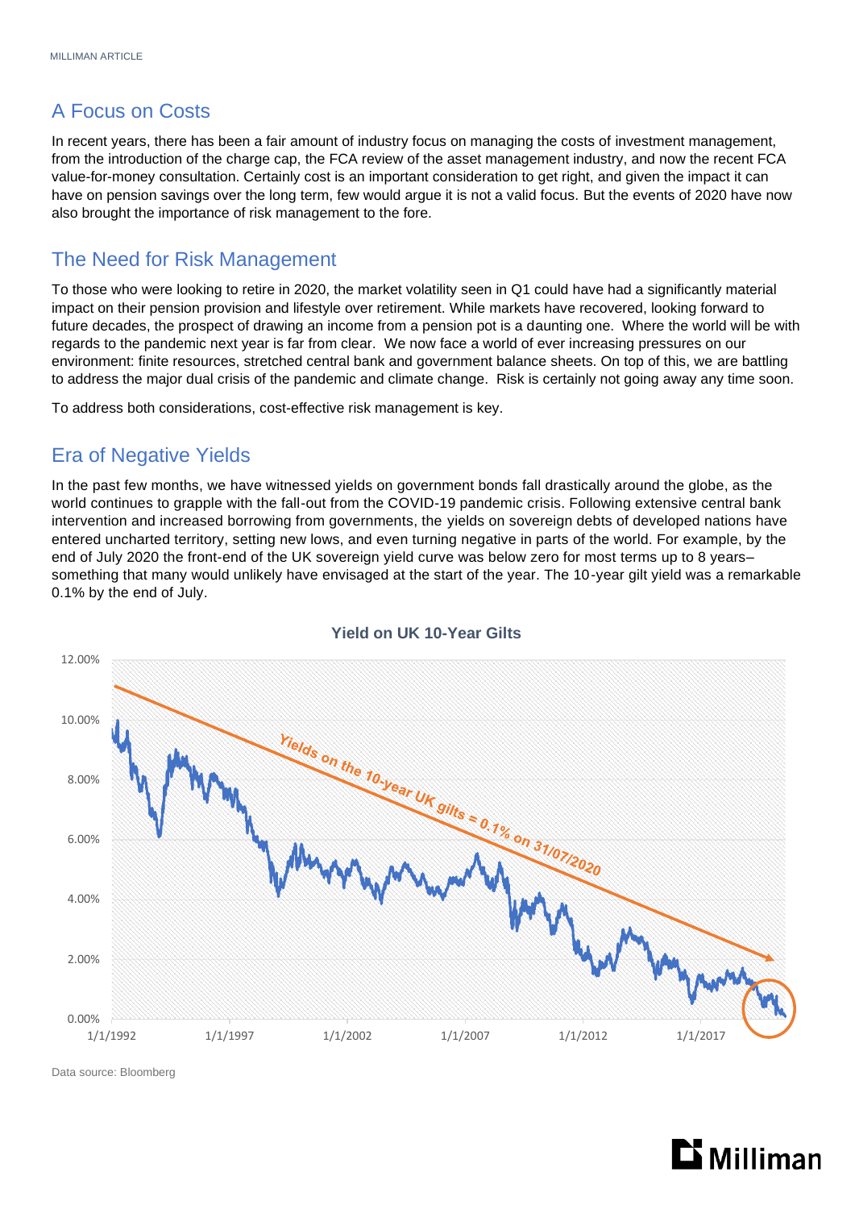## A Focus on Costs

In recent years, there has been a fair amount of industry focus on managing the costs of investment management, from the introduction of the charge cap, the FCA review of the asset management industry, and now the recent FCA value-for-money consultation. Certainly cost is an important consideration to get right, and given the impact it can have on pension savings over the long term, few would argue it is not a valid focus. But the events of 2020 have now also brought the importance of risk management to the fore.

## The Need for Risk Management

To those who were looking to retire in 2020, the market volatility seen in Q1 could have had a significantly material impact on their pension provision and lifestyle over retirement. While markets have recovered, looking forward to future decades, the prospect of drawing an income from a pension pot is a daunting one. Where the world will be with regards to the pandemic next year is far from clear. We now face a world of ever increasing pressures on our environment: finite resources, stretched central bank and government balance sheets. On top of this, we are battling to address the major dual crisis of the pandemic and climate change. Risk is certainly not going away any time soon.

To address both considerations, cost-effective risk management is key.

## Era of Negative Yields

In the past few months, we have witnessed yields on government bonds fall drastically around the globe, as the world continues to grapple with the fall-out from the COVID-19 pandemic crisis. Following extensive central bank intervention and increased borrowing from governments, the yields on sovereign debts of developed nations have entered uncharted territory, setting new lows, and even turning negative in parts of the world. For example, by the end of July 2020 the front-end of the UK sovereign yield curve was below zero for most terms up to 8 years– something that many would unlikely have envisaged at the start of the year. The 10-year gilt yield was a remarkable 0.1% by the end of July.

**Yield on UK 10-Year Gilts**

*Yields on the 10-year UK gilts = 0.1% on 31/07/2020*

Data source: Bloomberg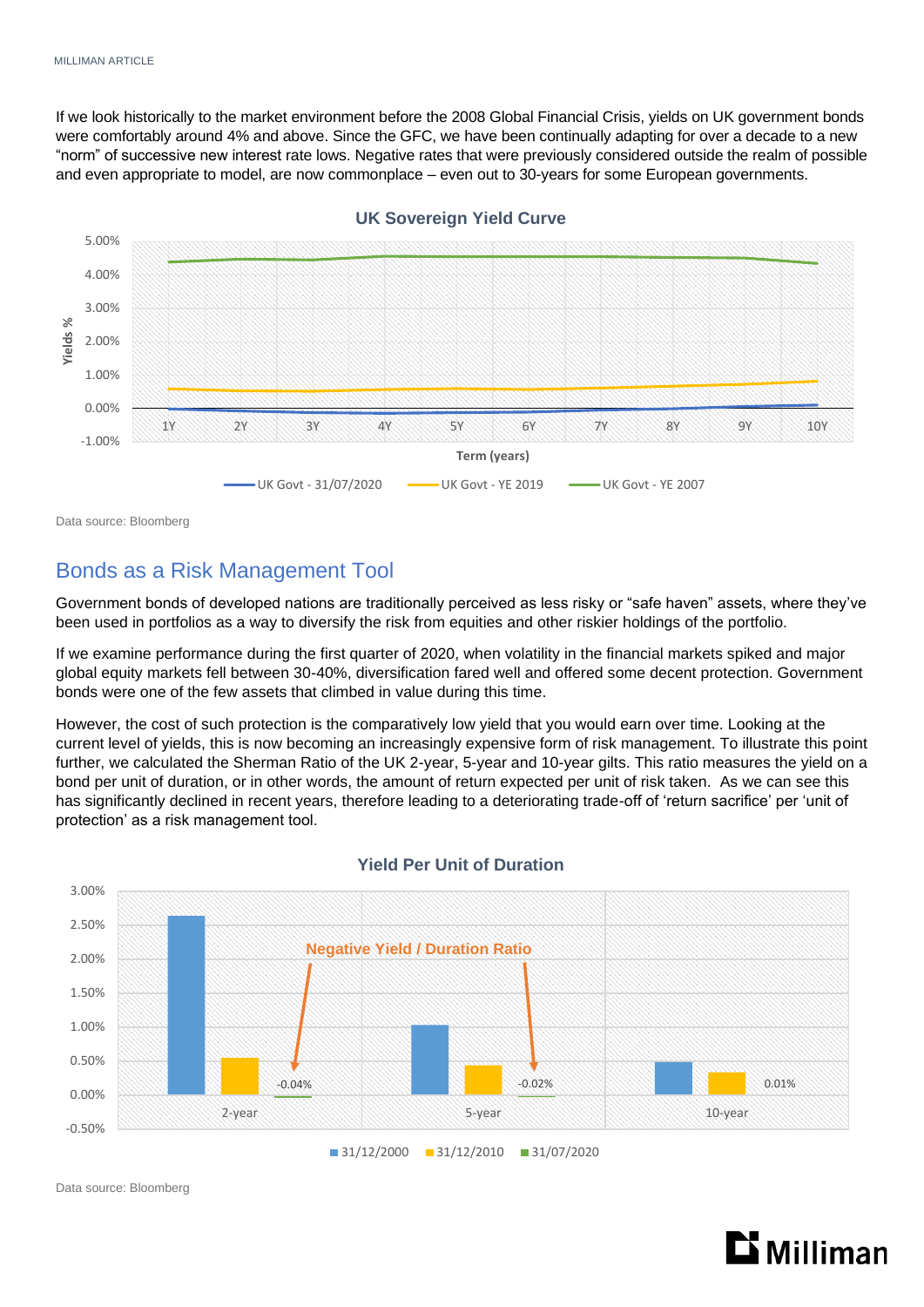If we look historically to the market environment before the 2008 Global Financial Crisis, yields on UK government bonds were comfortably around 4% and above. Since the GFC, we have been continually adapting for over a decade to a new "norm" of successive new interest rate lows. Negative rates that were previously considered outside the realm of possible and even appropriate to model, are now commonplace – even out to 30-years for some European governments.

**UK Sovereign Yield Curve**

Data source: Bloomberg

## Bonds as a Risk Management Tool

Government bonds of developed nations are traditionally perceived as less risky or "safe haven" assets, where they've been used in portfolios as a way to diversify the risk from equities and other riskier holdings of the portfolio.

If we examine performance during the first quarter of 2020, when volatility in the financial markets spiked and major global equity markets fell between 30-40%, diversification fared well and offered some decent protection. Government bonds were one of the few assets that climbed in value during this time.

However, the cost of such protection is the comparatively low yield that you would earn over time. Looking at the current level of yields, this is now becoming an increasingly expensive form of risk management. To illustrate this point further, we calculated the Sherman Ratio of the UK 2-year, 5-year and 10-year gilts. This ratio measures the yield on a bond per unit of duration, or in other words, the amount of return expected per unit of risk taken. As we can see this has significantly declined in recent years, therefore leading to a deteriorating trade-off of 'return sacrifice' per 'unit of protection' as a risk management tool.

**Yield Per Unit of Duration**

Data source: Bloomberg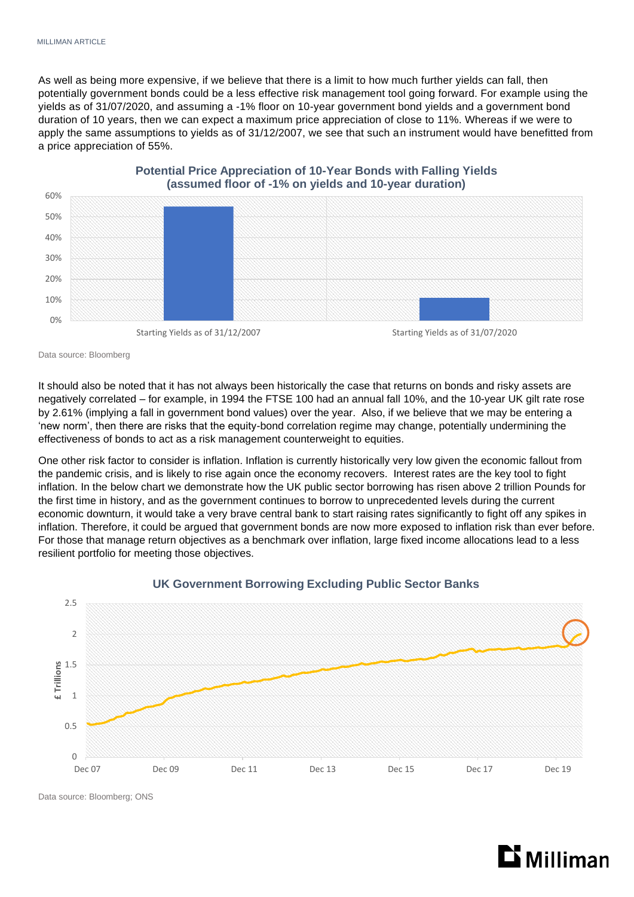As well as being more expensive, if we believe that there is a limit to how much further yields can fall, then potentially government bonds could be a less effective risk management tool going forward. For example using the yields as of 31/07/2020, and assuming a -1% floor on 10-year government bond yields and a government bond duration of 10 years, then we can expect a maximum price appreciation of close to 11%. Whereas if we were to apply the same assumptions to yields as of 31/12/2007, we see that such an instrument would have benefitted from a price appreciation of 55%.

**Potential Price Appreciation of 10-Year Bonds with Falling Yields (assumed floor of -1% on yields and 10-year duration)**

| | Potential Price Appreciation |
|---|---|
| Starting Yields as of 31/12/2007 | 55% |
| Starting Yields as of 31/07/2020 | 11% |

Data source: Bloomberg

It should also be noted that it has not always been historically the case that returns on bonds and risky assets are negatively correlated – for example, in 1994 the FTSE 100 had an annual fall 10%, and the 10-year UK gilt rate rose by 2.61% (implying a fall in government bond values) over the year. Also, if we believe that we may be entering a 'new norm', then there are risks that the equity-bond correlation regime may change, potentially undermining the effectiveness of bonds to act as a risk management counterweight to equities.

One other risk factor to consider is inflation. Inflation is currently historically very low given the economic fallout from the pandemic crisis, and is likely to rise again once the economy recovers. Interest rates are the key tool to fight inflation. In the below chart we demonstrate how the UK public sector borrowing has risen above 2 trillion Pounds for the first time in history, and as the government continues to borrow to unprecedented levels during the current economic downturn, it would take a very brave central bank to start raising rates significantly to fight off any spikes in inflation. Therefore, it could be argued that government bonds are now more exposed to inflation risk than ever before. For those that manage return objectives as a benchmark over inflation, large fixed income allocations lead to a less resilient portfolio for meeting those objectives.

**UK Government Borrowing Excluding Public Sector Banks**

Data source: Bloomberg; ONS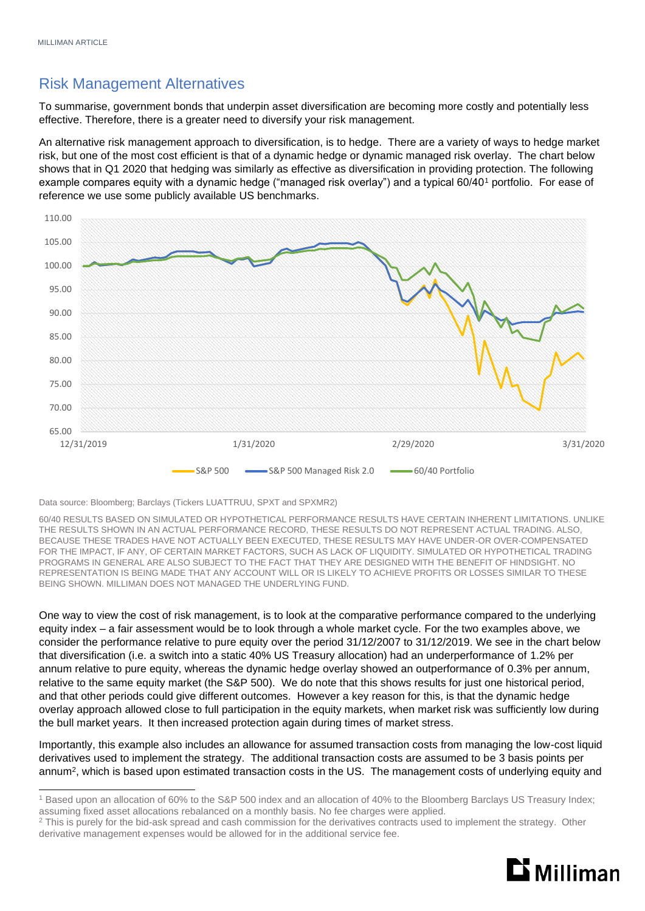## Risk Management Alternatives

To summarise, government bonds that underpin asset diversification are becoming more costly and potentially less effective. Therefore, there is a greater need to diversify your risk management.

An alternative risk management approach to diversification, is to hedge. There are a variety of ways to hedge market risk, but one of the most cost efficient is that of a dynamic hedge or dynamic managed risk overlay. The chart below shows that in Q1 2020 that hedging was similarly as effective as diversification in providing protection. The following example compares equity with a dynamic hedge ("managed risk overlay") and a typical 60/40[1] portfolio. For ease of reference we use some publicly available US benchmarks.

Data source: Bloomberg; Barclays (Tickers LUATTRUU, SPXT and SPXMR2)

60/40 RESULTS BASED ON SIMULATED OR HYPOTHETICAL PERFORMANCE RESULTS HAVE CERTAIN INHERENT LIMITATIONS. UNLIKE THE RESULTS SHOWN IN AN ACTUAL PERFORMANCE RECORD, THESE RESULTS DO NOT REPRESENT ACTUAL TRADING. ALSO, BECAUSE THESE TRADES HAVE NOT ACTUALLY BEEN EXECUTED, THESE RESULTS MAY HAVE UNDER-OR OVER-COMPENSATED FOR THE IMPACT, IF ANY, OF CERTAIN MARKET FACTORS, SUCH AS LACK OF LIQUIDITY. SIMULATED OR HYPOTHETICAL TRADING PROGRAMS IN GENERAL ARE ALSO SUBJECT TO THE FACT THAT THEY ARE DESIGNED WITH THE BENEFIT OF HINDSIGHT. NO REPRESENTATION IS BEING MADE THAT ANY ACCOUNT WILL OR IS LIKELY TO ACHIEVE PROFITS OR LOSSES SIMILAR TO THESE BEING SHOWN. MILLIMAN DOES NOT MANAGED THE UNDERLYING FUND.

One way to view the cost of risk management, is to look at the comparative performance compared to the underlying equity index – a fair assessment would be to look through a whole market cycle. For the two examples above, we consider the performance relative to pure equity over the period 31/12/2007 to 31/12/2019. We see in the chart below that diversification (i.e. a switch into a static 40% US Treasury allocation) had an underperformance of 1.2% per annum relative to pure equity, whereas the dynamic hedge overlay showed an outperformance of 0.3% per annum, relative to the same equity market (the S&P 500). We do note that this shows results for just one historical period, and that other periods could give different outcomes. However a key reason for this, is that the dynamic hedge overlay approach allowed close to full participation in the equity markets, when market risk was sufficiently low during the bull market years. It then increased protection again during times of market stress.

Importantly, this example also includes an allowance for assumed transaction costs from managing the low-cost liquid derivatives used to implement the strategy. The additional transaction costs are assumed to be 3 basis points per annum[2], which is based upon estimated transaction costs in the US. The management costs of underlying equity and

---

[1] Based upon an allocation of 60% to the S&P 500 index and an allocation of 40% to the Bloomberg Barclays US Treasury Index; assuming fixed asset allocations rebalanced on a monthly basis. No fee charges were applied.

[2] This is purely for the bid-ask spread and cash commission for the derivatives contracts used to implement the strategy. Other derivative management expenses would be allowed for in the additional service fee.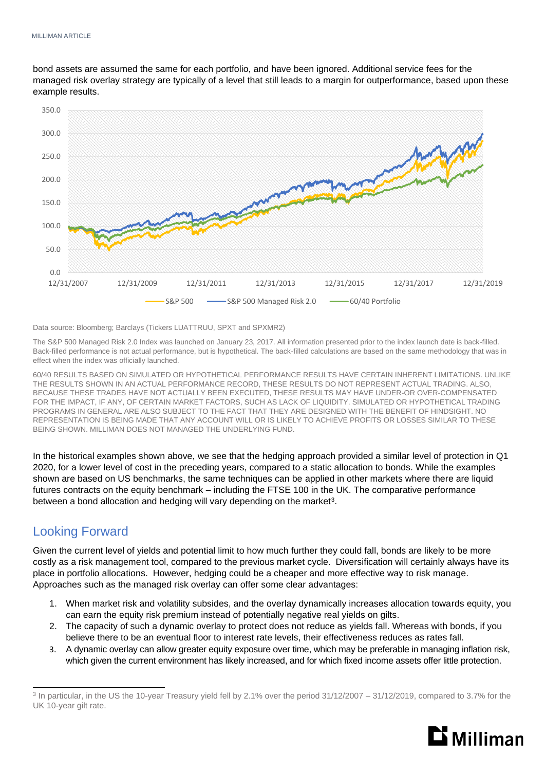bond assets are assumed the same for each portfolio, and have been ignored. Additional service fees for the managed risk overlay strategy are typically of a level that still leads to a margin for outperformance, based upon these example results.

Data source: Bloomberg; Barclays (Tickers LUATTRUU, SPXT and SPXMR2)

The S&P 500 Managed Risk 2.0 Index was launched on January 23, 2017. All information presented prior to the index launch date is back-filled. Back-filled performance is not actual performance, but is hypothetical. The back-filled calculations are based on the same methodology that was in effect when the index was officially launched.

60/40 RESULTS BASED ON SIMULATED OR HYPOTHETICAL PERFORMANCE RESULTS HAVE CERTAIN INHERENT LIMITATIONS. UNLIKE THE RESULTS SHOWN IN AN ACTUAL PERFORMANCE RECORD, THESE RESULTS DO NOT REPRESENT ACTUAL TRADING. ALSO, BECAUSE THESE TRADES HAVE NOT ACTUALLY BEEN EXECUTED, THESE RESULTS MAY HAVE UNDER-OR OVER-COMPENSATED FOR THE IMPACT, IF ANY, OF CERTAIN MARKET FACTORS, SUCH AS LACK OF LIQUIDITY. SIMULATED OR HYPOTHETICAL TRADING PROGRAMS IN GENERAL ARE ALSO SUBJECT TO THE FACT THAT THEY ARE DESIGNED WITH THE BENEFIT OF HINDSIGHT. NO REPRESENTATION IS BEING MADE THAT ANY ACCOUNT WILL OR IS LIKELY TO ACHIEVE PROFITS OR LOSSES SIMILAR TO THESE BEING SHOWN. MILLIMAN DOES NOT MANAGED THE UNDERLYING FUND.

In the historical examples shown above, we see that the hedging approach provided a similar level of protection in Q1 2020, for a lower level of cost in the preceding years, compared to a static allocation to bonds. While the examples shown are based on US benchmarks, the same techniques can be applied in other markets where there are liquid futures contracts on the equity benchmark – including the FTSE 100 in the UK. The comparative performance between a bond allocation and hedging will vary depending on the market[3].

## Looking Forward

Given the current level of yields and potential limit to how much further they could fall, bonds are likely to be more costly as a risk management tool, compared to the previous market cycle. Diversification will certainly always have its place in portfolio allocations. However, hedging could be a cheaper and more effective way to risk manage. Approaches such as the managed risk overlay can offer some clear advantages:

1. When market risk and volatility subsides, and the overlay dynamically increases allocation towards equity, you can earn the equity risk premium instead of potentially negative real yields on gilts.
2. The capacity of such a dynamic overlay to protect does not reduce as yields fall. Whereas with bonds, if you believe there to be an eventual floor to interest rate levels, their effectiveness reduces as rates fall.
3. A dynamic overlay can allow greater equity exposure over time, which may be preferable in managing inflation risk, which given the current environment has likely increased, and for which fixed income assets offer little protection.

[3] In particular, in the US the 10-year Treasury yield fell by 2.1% over the period 31/12/2007 – 31/12/2019, compared to 3.7% for the UK 10-year gilt rate.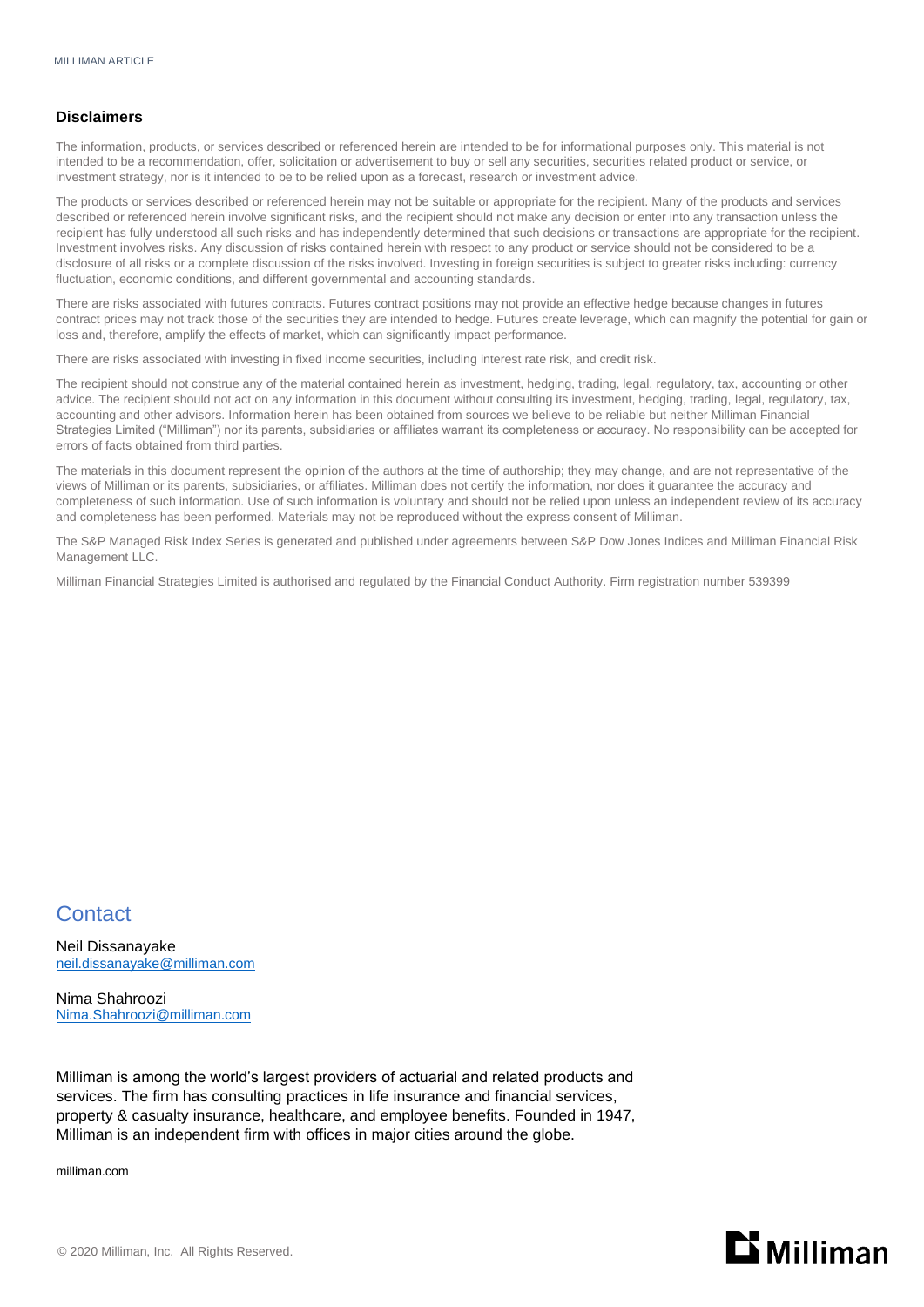### Disclaimers

The information, products, or services described or referenced herein are intended to be for informational purposes only. This material is not intended to be a recommendation, offer, solicitation or advertisement to buy or sell any securities, securities related product or service, or investment strategy, nor is it intended to be to be relied upon as a forecast, research or investment advice.

The products or services described or referenced herein may not be suitable or appropriate for the recipient. Many of the products and services described or referenced herein involve significant risks, and the recipient should not make any decision or enter into any transaction unless the recipient has fully understood all such risks and has independently determined that such decisions or transactions are appropriate for the recipient. Investment involves risks. Any discussion of risks contained herein with respect to any product or service should not be considered to be a disclosure of all risks or a complete discussion of the risks involved. Investing in foreign securities is subject to greater risks including: currency fluctuation, economic conditions, and different governmental and accounting standards.

There are risks associated with futures contracts. Futures contract positions may not provide an effective hedge because changes in futures contract prices may not track those of the securities they are intended to hedge. Futures create leverage, which can magnify the potential for gain or loss and, therefore, amplify the effects of market, which can significantly impact performance.

There are risks associated with investing in fixed income securities, including interest rate risk, and credit risk.

The recipient should not construe any of the material contained herein as investment, hedging, trading, legal, regulatory, tax, accounting or other advice. The recipient should not act on any information in this document without consulting its investment, hedging, trading, legal, regulatory, tax, accounting and other advisors. Information herein has been obtained from sources we believe to be reliable but neither Milliman Financial Strategies Limited ("Milliman") nor its parents, subsidiaries or affiliates warrant its completeness or accuracy. No responsibility can be accepted for errors of facts obtained from third parties.

The materials in this document represent the opinion of the authors at the time of authorship; they may change, and are not representative of the views of Milliman or its parents, subsidiaries, or affiliates. Milliman does not certify the information, nor does it guarantee the accuracy and completeness of such information. Use of such information is voluntary and should not be relied upon unless an independent review of its accuracy and completeness has been performed. Materials may not be reproduced without the express consent of Milliman.

The S&P Managed Risk Index Series is generated and published under agreements between S&P Dow Jones Indices and Milliman Financial Risk Management LLC.

Milliman Financial Strategies Limited is authorised and regulated by the Financial Conduct Authority. Firm registration number 539399

## Contact

Neil Dissanayake
neil.dissanayake@milliman.com

Nima Shahroozi
Nima.Shahroozi@milliman.com

Milliman is among the world's largest providers of actuarial and related products and services. The firm has consulting practices in life insurance and financial services, property & casualty insurance, healthcare, and employee benefits. Founded in 1947, Milliman is an independent firm with offices in major cities around the globe.

milliman.com

© 2020 Milliman, Inc. All Rights Reserved.